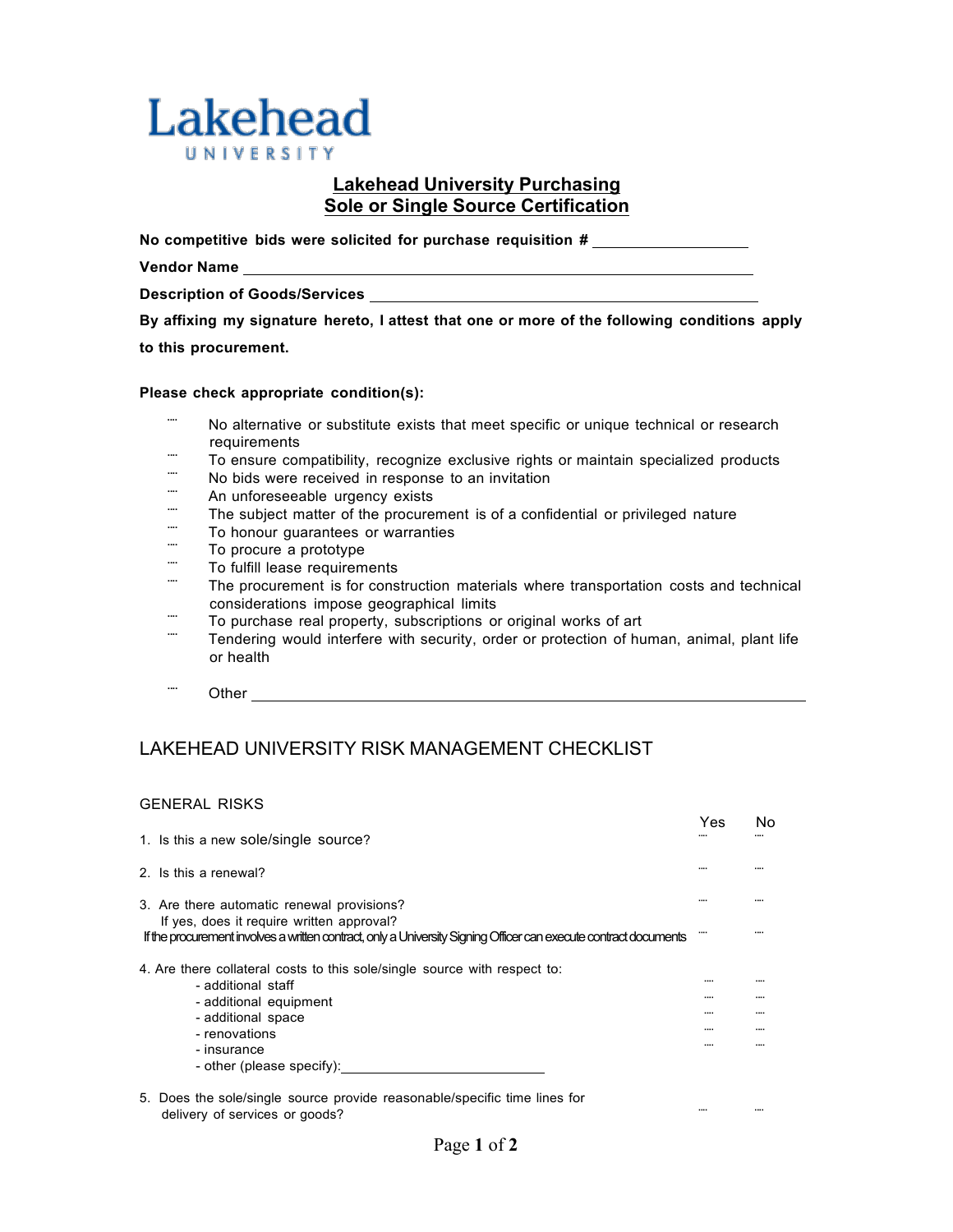Lakehead
UNIVERSITY

# Lakehead University Purchasing
# Sole or Single Source Certification

**No competitive bids were solicited for purchase requisition #** ___________________

**Vendor Name** ___________________________________________________________

**Description of Goods/Services** _____________________________________________

**By affixing my signature hereto, I attest that one or more of the following conditions apply to this procurement.**

**Please check appropriate condition(s):**

- ☐ No alternative or substitute exists that meet specific or unique technical or research requirements
- ☐ To ensure compatibility, recognize exclusive rights or maintain specialized products
- ☐ No bids were received in response to an invitation
- ☐ An unforeseeable urgency exists
- ☐ The subject matter of the procurement is of a confidential or privileged nature
- ☐ To honour guarantees or warranties
- ☐ To procure a prototype
- ☐ To fulfill lease requirements
- ☐ The procurement is for construction materials where transportation costs and technical considerations impose geographical limits
- ☐ To purchase real property, subscriptions or original works of art
- ☐ Tendering would interfere with security, order or protection of human, animal, plant life or health
- ☐ Other ______________________________________________________________

## LAKEHEAD UNIVERSITY RISK MANAGEMENT CHECKLIST

### GENERAL RISKS

| | Yes | No |
|---|---|---|
| 1. Is this a new sole/single source? | ☐ | ☐ |
| 2. Is this a renewal? | ☐ | ☐ |
| 3. Are there automatic renewal provisions? | ☐ | ☐ |
| If yes, does it require written approval? If the procurement involves a written contract, only a University Signing Officer can execute contract documents | ☐ | ☐ |
| 4. Are there collateral costs to this sole/single source with respect to: | | |
| - additional staff | ☐ | ☐ |
| - additional equipment | ☐ | ☐ |
| - additional space | ☐ | ☐ |
| - renovations | ☐ | ☐ |
| - insurance | ☐ | ☐ |
| - other (please specify): ___________________________ | | |
| 5. Does the sole/single source provide reasonable/specific time lines for delivery of services or goods? | ☐ | ☐ |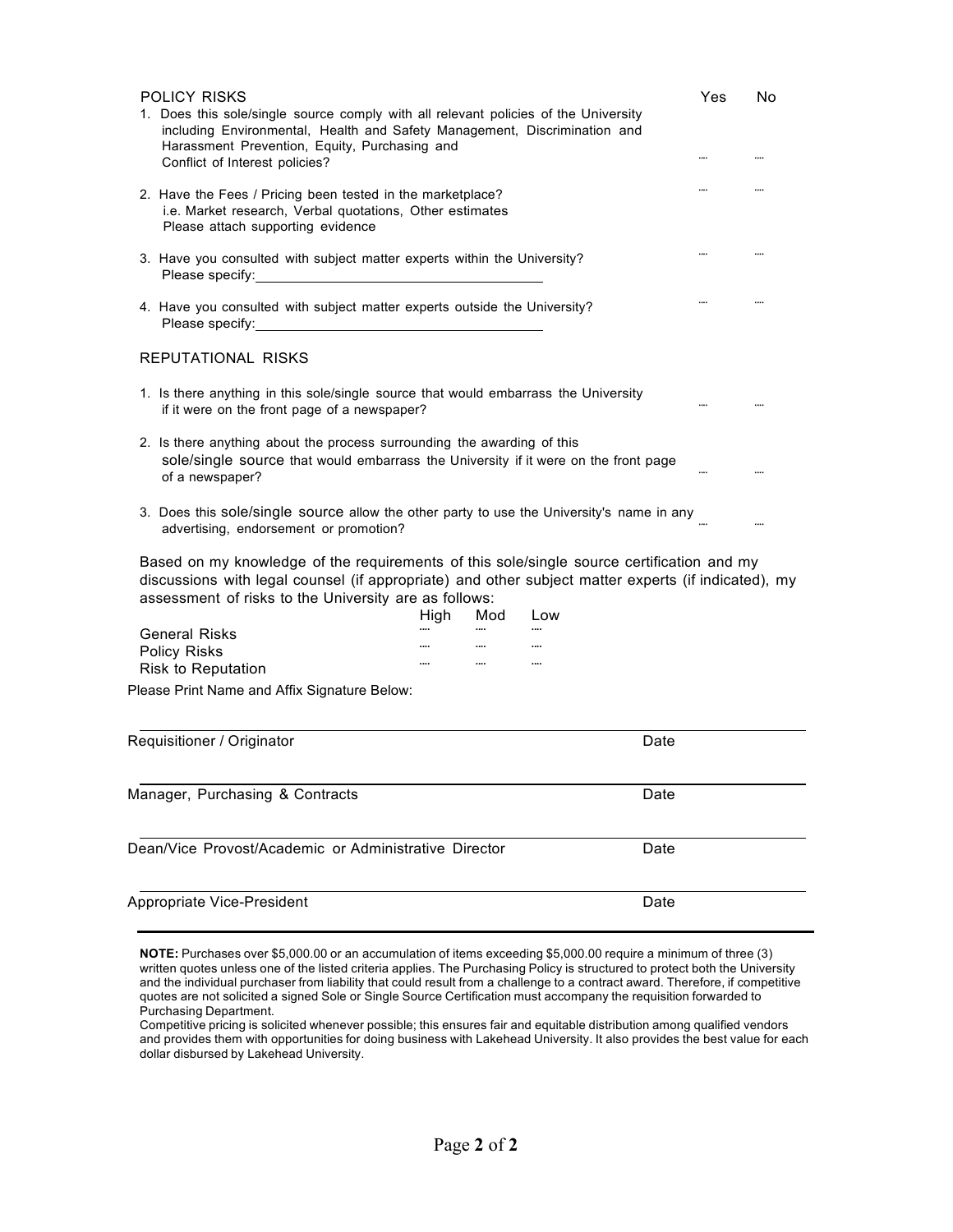## POLICY RISKS

| | Yes | No |
|---|---|---|
| 1. Does this sole/single source comply with all relevant policies of the University including Environmental, Health and Safety Management, Discrimination and Harassment Prevention, Equity, Purchasing and Conflict of Interest policies? | .... | .... |
| 2. Have the Fees / Pricing been tested in the marketplace? i.e. Market research, Verbal quotations, Other estimates Please attach supporting evidence | .... | .... |
| 3. Have you consulted with subject matter experts within the University? Please specify:______________________ | .... | .... |
| 4. Have you consulted with subject matter experts outside the University? Please specify:______________________ | .... | .... |

## REPUTATIONAL RISKS

| | Yes | No |
|---|---|---|
| 1. Is there anything in this sole/single source that would embarrass the University if it were on the front page of a newspaper? | .... | .... |
| 2. Is there anything about the process surrounding the awarding of this sole/single source that would embarrass the University if it were on the front page of a newspaper? | .... | .... |
| 3. Does this sole/single source allow the other party to use the University's name in any advertising, endorsement or promotion? | .... | .... |

Based on my knowledge of the requirements of this sole/single source certification and my discussions with legal counsel (if appropriate) and other subject matter experts (if indicated), my assessment of risks to the University are as follows:

| | High | Mod | Low |
|---|---|---|---|
| General Risks | .... | .... | .... |
| Policy Risks | .... | .... | .... |
| Risk to Reputation | .... | .... | .... |

Please Print Name and Affix Signature Below:

______________________________________________

Requisitioner / Originator Date

______________________________________________

Manager, Purchasing & Contracts Date

______________________________________________

Dean/Vice Provost/Academic or Administrative Director Date

______________________________________________

Appropriate Vice-President Date

---

**NOTE:** Purchases over $5,000.00 or an accumulation of items exceeding $5,000.00 require a minimum of three (3) written quotes unless one of the listed criteria applies. The Purchasing Policy is structured to protect both the University and the individual purchaser from liability that could result from a challenge to a contract award. Therefore, if competitive quotes are not solicited a signed Sole or Single Source Certification must accompany the requisition forwarded to Purchasing Department.

Competitive pricing is solicited whenever possible; this ensures fair and equitable distribution among qualified vendors and provides them with opportunities for doing business with Lakehead University. It also provides the best value for each dollar disbursed by Lakehead University.